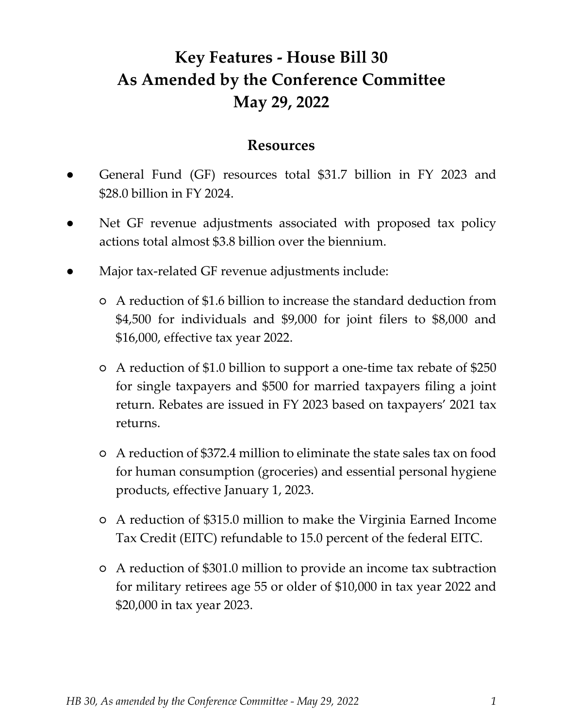# Key Features - House Bill 30
# As Amended by the Conference Committee
# May 29, 2022

## Resources

- General Fund (GF) resources total $31.7 billion in FY 2023 and $28.0 billion in FY 2024.
- Net GF revenue adjustments associated with proposed tax policy actions total almost $3.8 billion over the biennium.
- Major tax-related GF revenue adjustments include:
  - A reduction of $1.6 billion to increase the standard deduction from $4,500 for individuals and $9,000 for joint filers to $8,000 and $16,000, effective tax year 2022.
  - A reduction of $1.0 billion to support a one-time tax rebate of $250 for single taxpayers and $500 for married taxpayers filing a joint return. Rebates are issued in FY 2023 based on taxpayers' 2021 tax returns.
  - A reduction of $372.4 million to eliminate the state sales tax on food for human consumption (groceries) and essential personal hygiene products, effective January 1, 2023.
  - A reduction of $315.0 million to make the Virginia Earned Income Tax Credit (EITC) refundable to 15.0 percent of the federal EITC.
  - A reduction of $301.0 million to provide an income tax subtraction for military retirees age 55 or older of $10,000 in tax year 2022 and $20,000 in tax year 2023.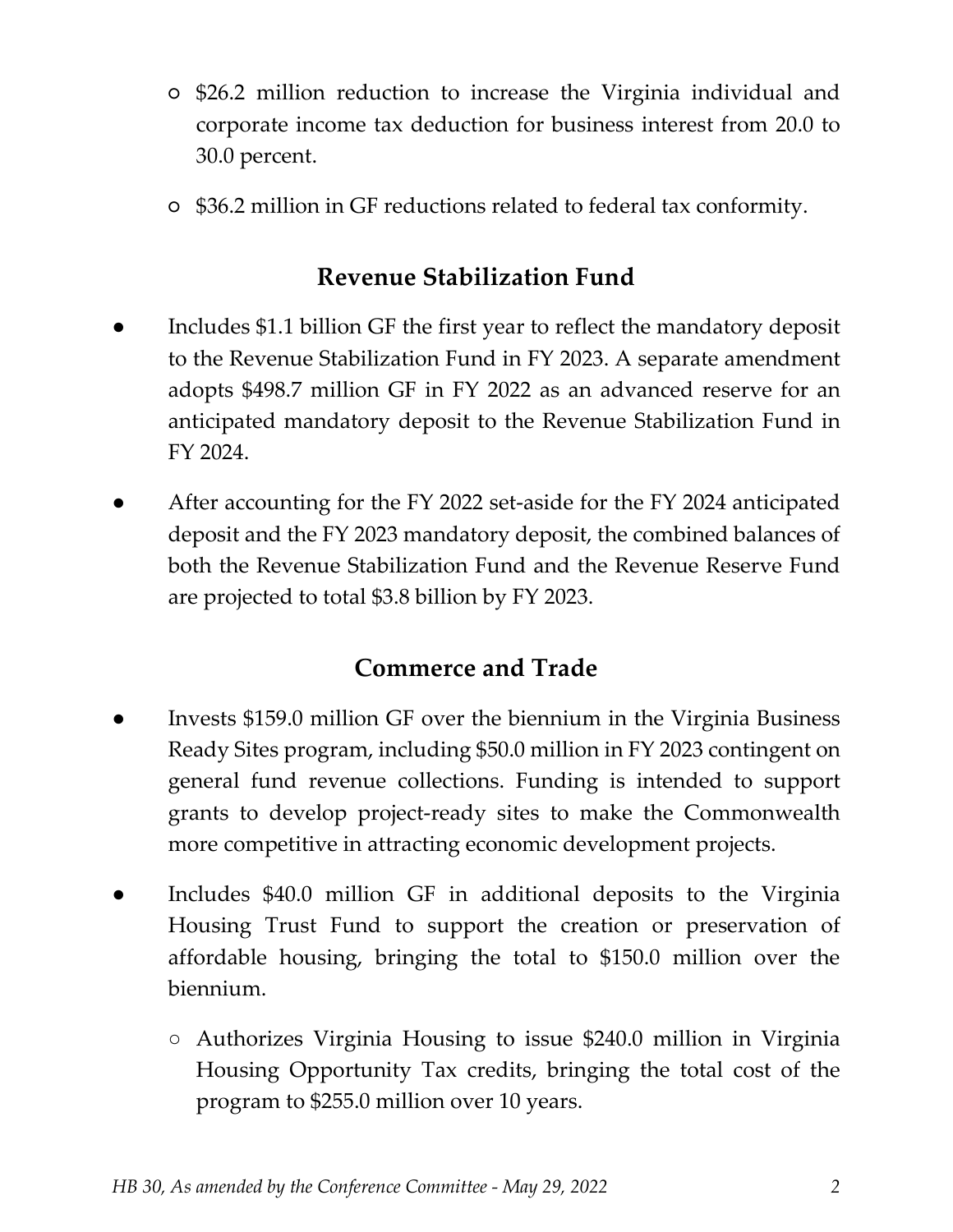- $26.2 million reduction to increase the Virginia individual and corporate income tax deduction for business interest from 20.0 to 30.0 percent.
  - $36.2 million in GF reductions related to federal tax conformity.

## Revenue Stabilization Fund

- Includes $1.1 billion GF the first year to reflect the mandatory deposit to the Revenue Stabilization Fund in FY 2023. A separate amendment adopts $498.7 million GF in FY 2022 as an advanced reserve for an anticipated mandatory deposit to the Revenue Stabilization Fund in FY 2024.
- After accounting for the FY 2022 set-aside for the FY 2024 anticipated deposit and the FY 2023 mandatory deposit, the combined balances of both the Revenue Stabilization Fund and the Revenue Reserve Fund are projected to total $3.8 billion by FY 2023.

## Commerce and Trade

- Invests $159.0 million GF over the biennium in the Virginia Business Ready Sites program, including $50.0 million in FY 2023 contingent on general fund revenue collections. Funding is intended to support grants to develop project-ready sites to make the Commonwealth more competitive in attracting economic development projects.
- Includes $40.0 million GF in additional deposits to the Virginia Housing Trust Fund to support the creation or preservation of affordable housing, bringing the total to $150.0 million over the biennium.
  - Authorizes Virginia Housing to issue $240.0 million in Virginia Housing Opportunity Tax credits, bringing the total cost of the program to $255.0 million over 10 years.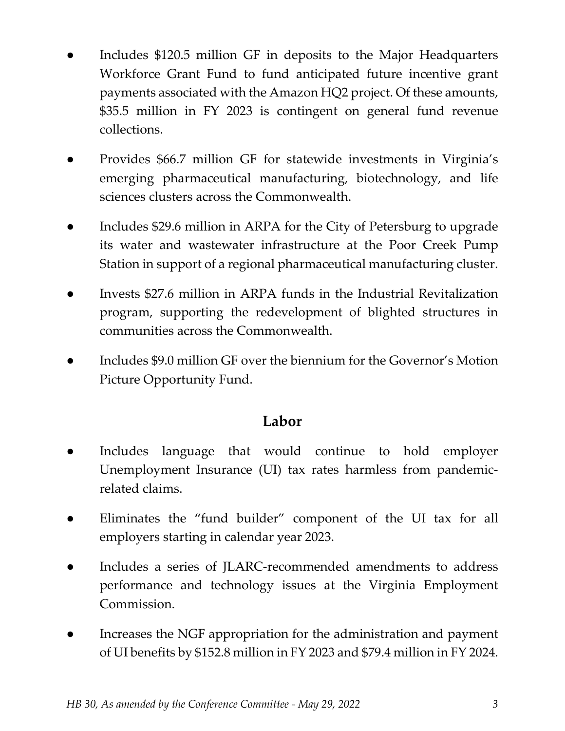- Includes $120.5 million GF in deposits to the Major Headquarters Workforce Grant Fund to fund anticipated future incentive grant payments associated with the Amazon HQ2 project. Of these amounts, $35.5 million in FY 2023 is contingent on general fund revenue collections.

- Provides $66.7 million GF for statewide investments in Virginia's emerging pharmaceutical manufacturing, biotechnology, and life sciences clusters across the Commonwealth.

- Includes $29.6 million in ARPA for the City of Petersburg to upgrade its water and wastewater infrastructure at the Poor Creek Pump Station in support of a regional pharmaceutical manufacturing cluster.

- Invests $27.6 million in ARPA funds in the Industrial Revitalization program, supporting the redevelopment of blighted structures in communities across the Commonwealth.

- Includes $9.0 million GF over the biennium for the Governor's Motion Picture Opportunity Fund.

## Labor

- Includes language that would continue to hold employer Unemployment Insurance (UI) tax rates harmless from pandemic-related claims.

- Eliminates the "fund builder" component of the UI tax for all employers starting in calendar year 2023.

- Includes a series of JLARC-recommended amendments to address performance and technology issues at the Virginia Employment Commission.

- Increases the NGF appropriation for the administration and payment of UI benefits by $152.8 million in FY 2023 and $79.4 million in FY 2024.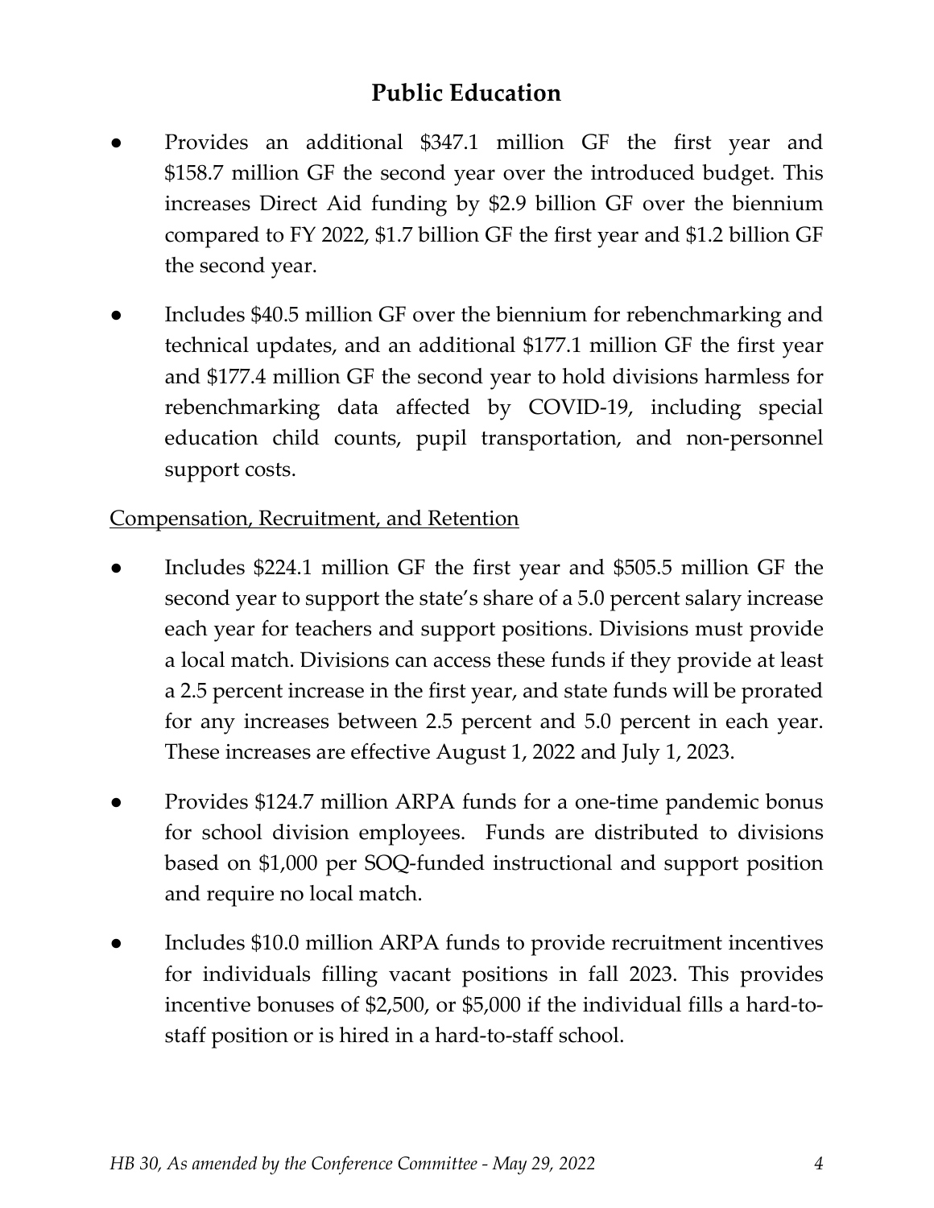## Public Education

- Provides an additional $347.1 million GF the first year and $158.7 million GF the second year over the introduced budget. This increases Direct Aid funding by $2.9 billion GF over the biennium compared to FY 2022, $1.7 billion GF the first year and $1.2 billion GF the second year.

- Includes $40.5 million GF over the biennium for rebenchmarking and technical updates, and an additional $177.1 million GF the first year and $177.4 million GF the second year to hold divisions harmless for rebenchmarking data affected by COVID-19, including special education child counts, pupil transportation, and non-personnel support costs.

<u>Compensation, Recruitment, and Retention</u>

- Includes $224.1 million GF the first year and $505.5 million GF the second year to support the state's share of a 5.0 percent salary increase each year for teachers and support positions. Divisions must provide a local match. Divisions can access these funds if they provide at least a 2.5 percent increase in the first year, and state funds will be prorated for any increases between 2.5 percent and 5.0 percent in each year. These increases are effective August 1, 2022 and July 1, 2023.

- Provides $124.7 million ARPA funds for a one-time pandemic bonus for school division employees. Funds are distributed to divisions based on $1,000 per SOQ-funded instructional and support position and require no local match.

- Includes $10.0 million ARPA funds to provide recruitment incentives for individuals filling vacant positions in fall 2023. This provides incentive bonuses of $2,500, or $5,000 if the individual fills a hard-to-staff position or is hired in a hard-to-staff school.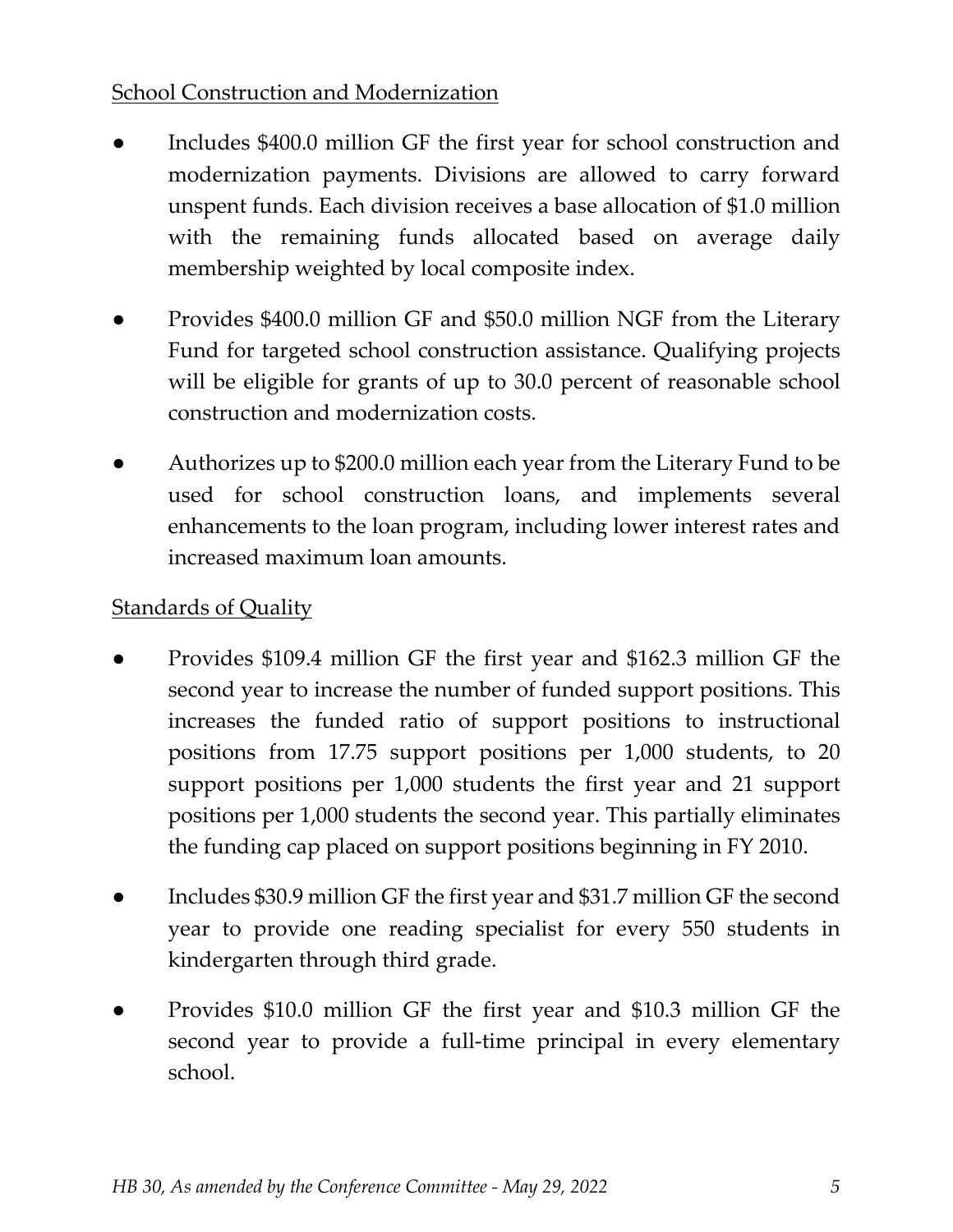School Construction and Modernization

- Includes $400.0 million GF the first year for school construction and modernization payments. Divisions are allowed to carry forward unspent funds. Each division receives a base allocation of $1.0 million with the remaining funds allocated based on average daily membership weighted by local composite index.
- Provides $400.0 million GF and $50.0 million NGF from the Literary Fund for targeted school construction assistance. Qualifying projects will be eligible for grants of up to 30.0 percent of reasonable school construction and modernization costs.
- Authorizes up to $200.0 million each year from the Literary Fund to be used for school construction loans, and implements several enhancements to the loan program, including lower interest rates and increased maximum loan amounts.

Standards of Quality

- Provides $109.4 million GF the first year and $162.3 million GF the second year to increase the number of funded support positions. This increases the funded ratio of support positions to instructional positions from 17.75 support positions per 1,000 students, to 20 support positions per 1,000 students the first year and 21 support positions per 1,000 students the second year. This partially eliminates the funding cap placed on support positions beginning in FY 2010.
- Includes $30.9 million GF the first year and $31.7 million GF the second year to provide one reading specialist for every 550 students in kindergarten through third grade.
- Provides $10.0 million GF the first year and $10.3 million GF the second year to provide a full-time principal in every elementary school.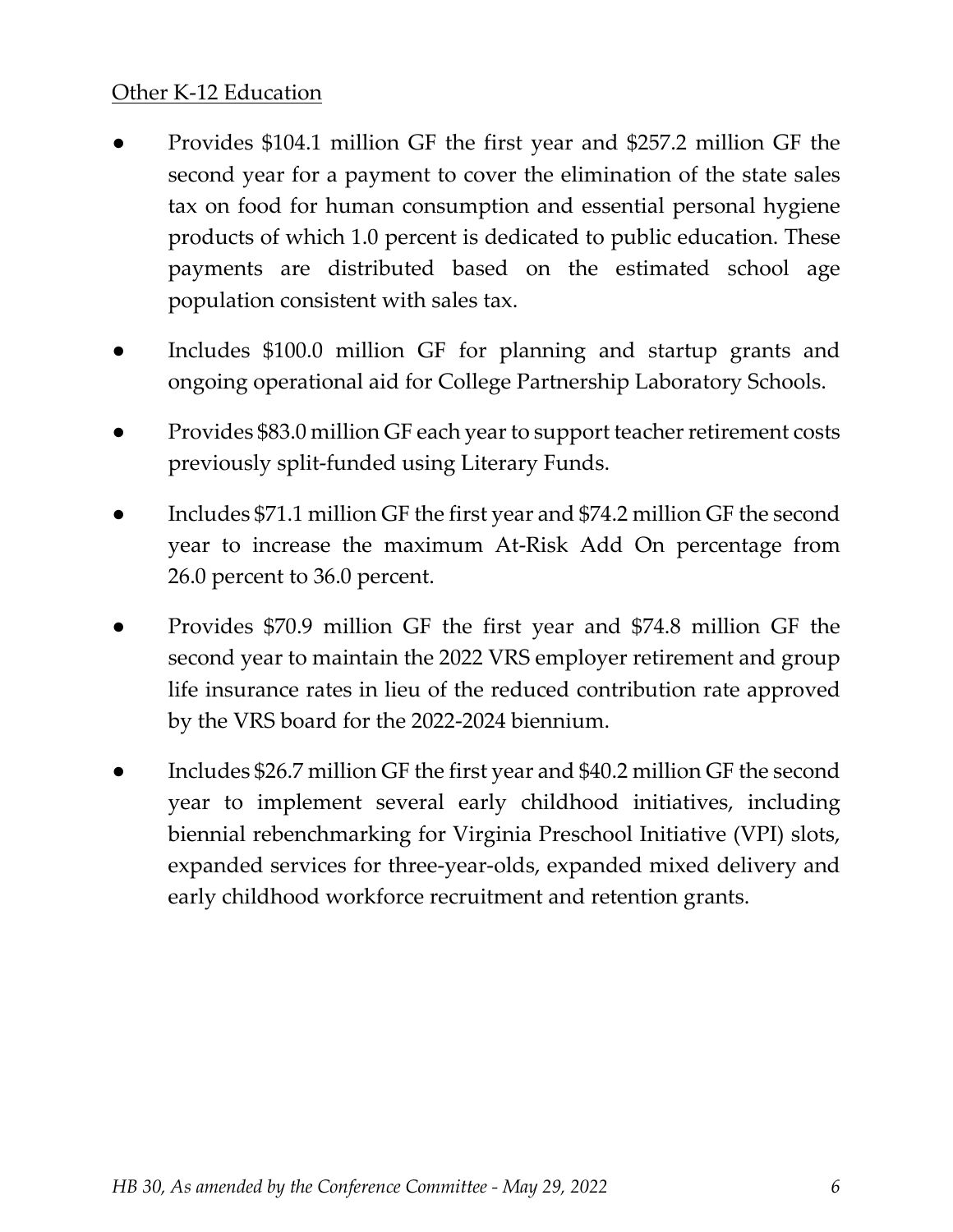Other K-12 Education

- Provides $104.1 million GF the first year and $257.2 million GF the second year for a payment to cover the elimination of the state sales tax on food for human consumption and essential personal hygiene products of which 1.0 percent is dedicated to public education. These payments are distributed based on the estimated school age population consistent with sales tax.
- Includes $100.0 million GF for planning and startup grants and ongoing operational aid for College Partnership Laboratory Schools.
- Provides $83.0 million GF each year to support teacher retirement costs previously split-funded using Literary Funds.
- Includes $71.1 million GF the first year and $74.2 million GF the second year to increase the maximum At-Risk Add On percentage from 26.0 percent to 36.0 percent.
- Provides $70.9 million GF the first year and $74.8 million GF the second year to maintain the 2022 VRS employer retirement and group life insurance rates in lieu of the reduced contribution rate approved by the VRS board for the 2022-2024 biennium.
- Includes $26.7 million GF the first year and $40.2 million GF the second year to implement several early childhood initiatives, including biennial rebenchmarking for Virginia Preschool Initiative (VPI) slots, expanded services for three-year-olds, expanded mixed delivery and early childhood workforce recruitment and retention grants.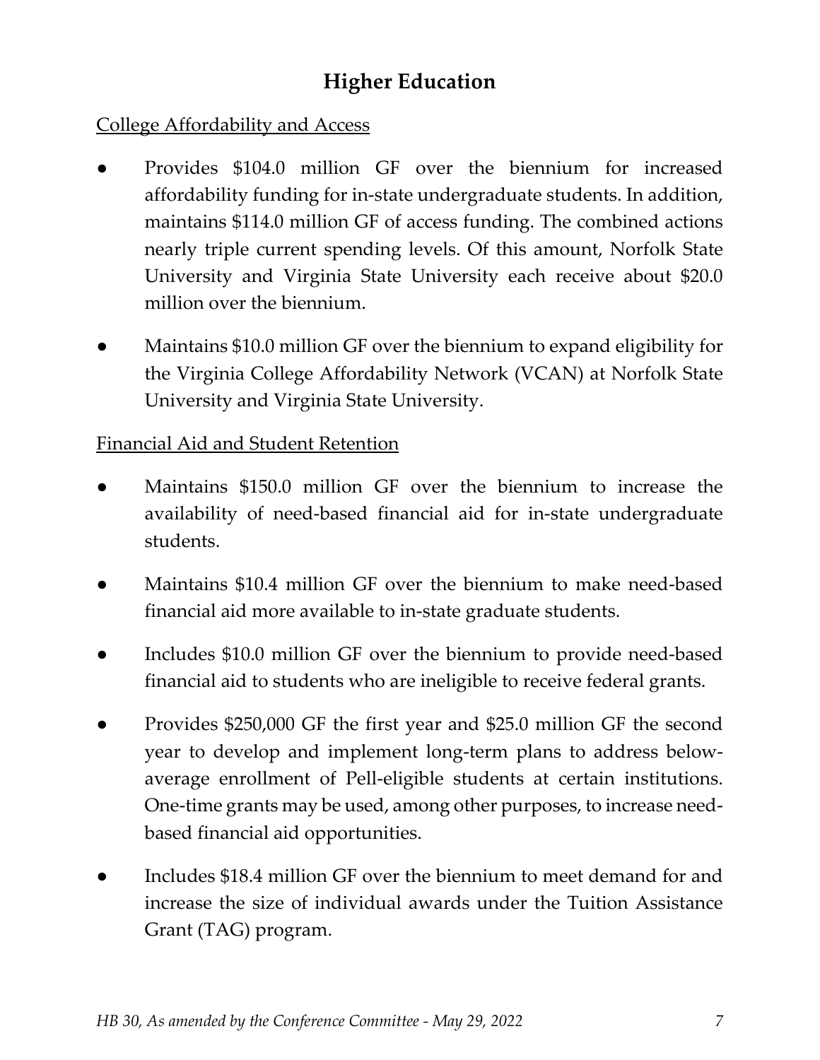# Higher Education

College Affordability and Access

- Provides $104.0 million GF over the biennium for increased affordability funding for in-state undergraduate students. In addition, maintains $114.0 million GF of access funding. The combined actions nearly triple current spending levels. Of this amount, Norfolk State University and Virginia State University each receive about $20.0 million over the biennium.
- Maintains $10.0 million GF over the biennium to expand eligibility for the Virginia College Affordability Network (VCAN) at Norfolk State University and Virginia State University.

Financial Aid and Student Retention

- Maintains $150.0 million GF over the biennium to increase the availability of need-based financial aid for in-state undergraduate students.
- Maintains $10.4 million GF over the biennium to make need-based financial aid more available to in-state graduate students.
- Includes $10.0 million GF over the biennium to provide need-based financial aid to students who are ineligible to receive federal grants.
- Provides $250,000 GF the first year and $25.0 million GF the second year to develop and implement long-term plans to address below-average enrollment of Pell-eligible students at certain institutions. One-time grants may be used, among other purposes, to increase need-based financial aid opportunities.
- Includes $18.4 million GF over the biennium to meet demand for and increase the size of individual awards under the Tuition Assistance Grant (TAG) program.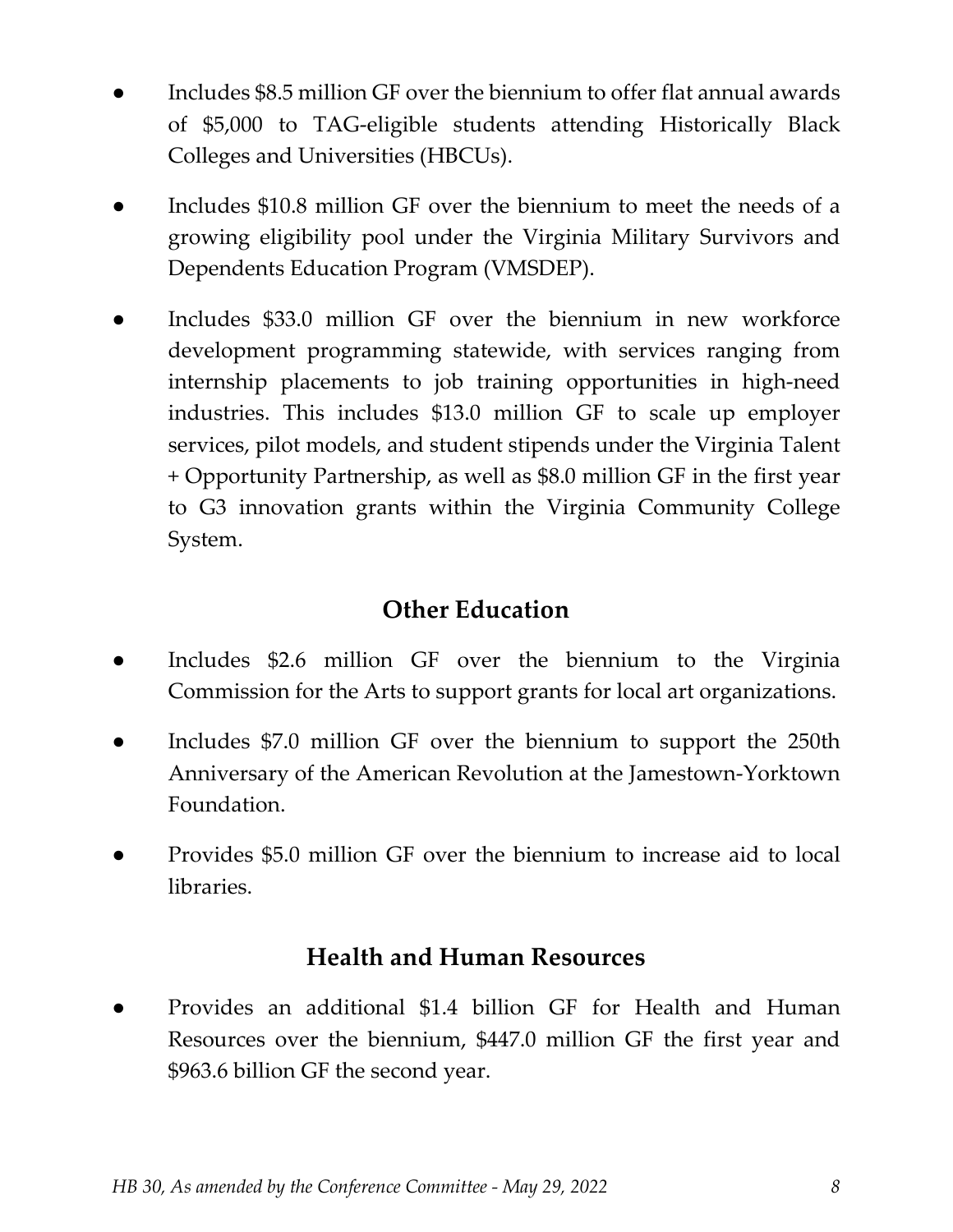- Includes $8.5 million GF over the biennium to offer flat annual awards of $5,000 to TAG-eligible students attending Historically Black Colleges and Universities (HBCUs).
- Includes $10.8 million GF over the biennium to meet the needs of a growing eligibility pool under the Virginia Military Survivors and Dependents Education Program (VMSDEP).
- Includes $33.0 million GF over the biennium in new workforce development programming statewide, with services ranging from internship placements to job training opportunities in high-need industries. This includes $13.0 million GF to scale up employer services, pilot models, and student stipends under the Virginia Talent + Opportunity Partnership, as well as $8.0 million GF in the first year to G3 innovation grants within the Virginia Community College System.

## Other Education

- Includes $2.6 million GF over the biennium to the Virginia Commission for the Arts to support grants for local art organizations.
- Includes $7.0 million GF over the biennium to support the 250th Anniversary of the American Revolution at the Jamestown-Yorktown Foundation.
- Provides $5.0 million GF over the biennium to increase aid to local libraries.

## Health and Human Resources

- Provides an additional $1.4 billion GF for Health and Human Resources over the biennium, $447.0 million GF the first year and $963.6 billion GF the second year.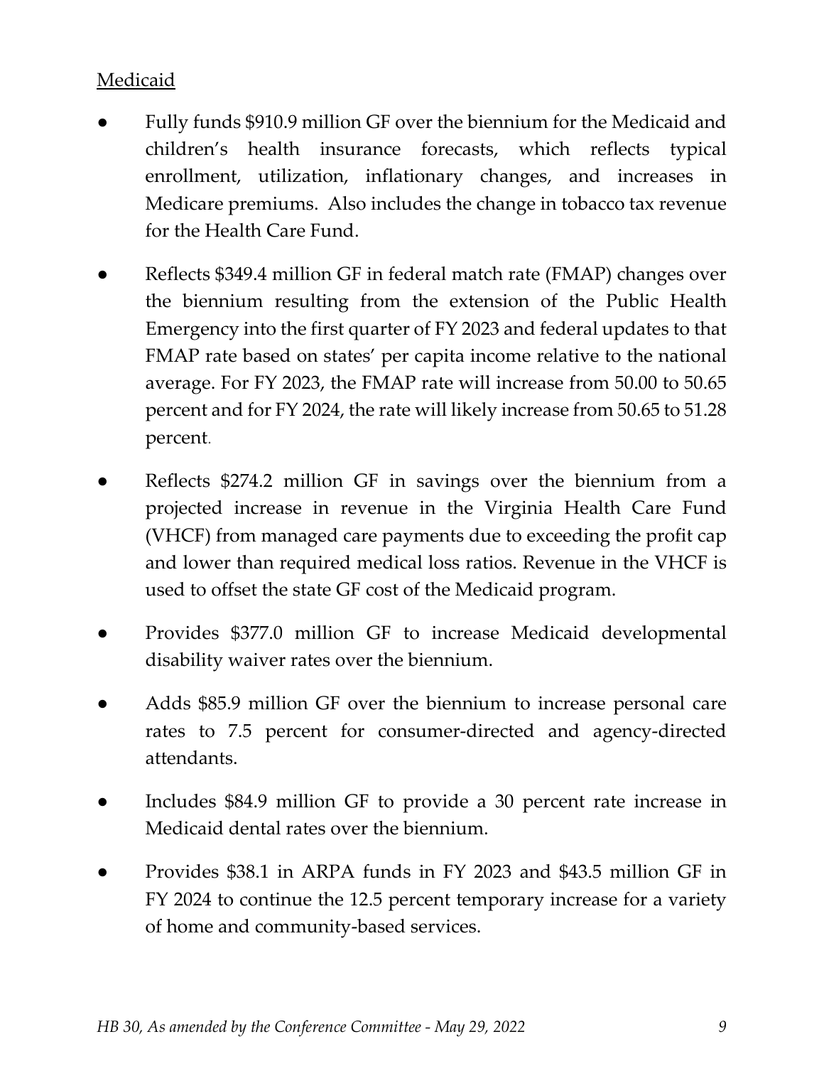<u>Medicaid</u>

- Fully funds $910.9 million GF over the biennium for the Medicaid and children's health insurance forecasts, which reflects typical enrollment, utilization, inflationary changes, and increases in Medicare premiums. Also includes the change in tobacco tax revenue for the Health Care Fund.

- Reflects $349.4 million GF in federal match rate (FMAP) changes over the biennium resulting from the extension of the Public Health Emergency into the first quarter of FY 2023 and federal updates to that FMAP rate based on states' per capita income relative to the national average. For FY 2023, the FMAP rate will increase from 50.00 to 50.65 percent and for FY 2024, the rate will likely increase from 50.65 to 51.28 percent.

- Reflects $274.2 million GF in savings over the biennium from a projected increase in revenue in the Virginia Health Care Fund (VHCF) from managed care payments due to exceeding the profit cap and lower than required medical loss ratios. Revenue in the VHCF is used to offset the state GF cost of the Medicaid program.

- Provides $377.0 million GF to increase Medicaid developmental disability waiver rates over the biennium.

- Adds $85.9 million GF over the biennium to increase personal care rates to 7.5 percent for consumer-directed and agency-directed attendants.

- Includes $84.9 million GF to provide a 30 percent rate increase in Medicaid dental rates over the biennium.

- Provides $38.1 in ARPA funds in FY 2023 and $43.5 million GF in FY 2024 to continue the 12.5 percent temporary increase for a variety of home and community-based services.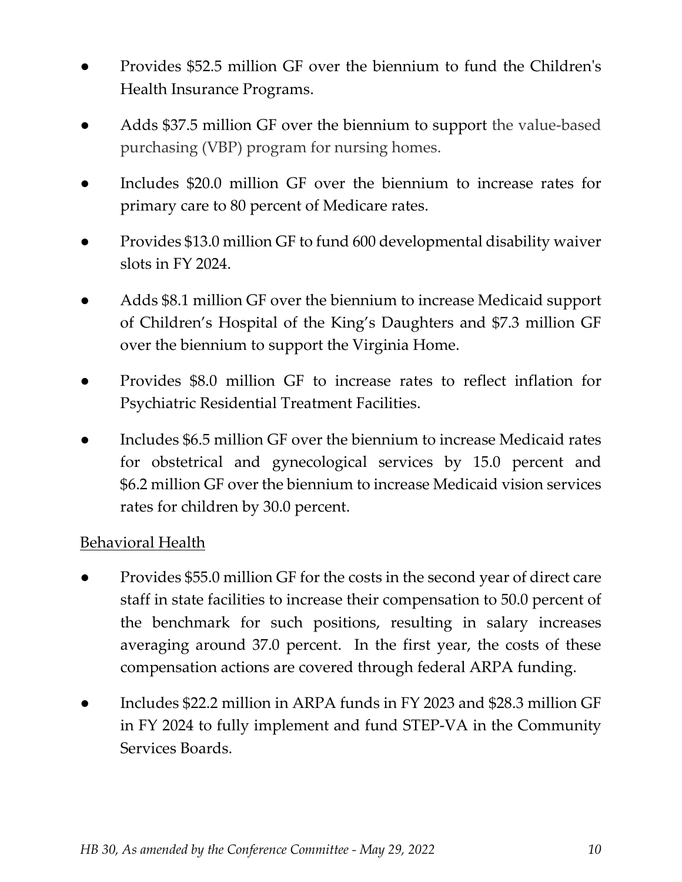- Provides $52.5 million GF over the biennium to fund the Children's Health Insurance Programs.
- Adds $37.5 million GF over the biennium to support the value-based purchasing (VBP) program for nursing homes.
- Includes $20.0 million GF over the biennium to increase rates for primary care to 80 percent of Medicare rates.
- Provides $13.0 million GF to fund 600 developmental disability waiver slots in FY 2024.
- Adds $8.1 million GF over the biennium to increase Medicaid support of Children's Hospital of the King's Daughters and $7.3 million GF over the biennium to support the Virginia Home.
- Provides $8.0 million GF to increase rates to reflect inflation for Psychiatric Residential Treatment Facilities.
- Includes $6.5 million GF over the biennium to increase Medicaid rates for obstetrical and gynecological services by 15.0 percent and $6.2 million GF over the biennium to increase Medicaid vision services rates for children by 30.0 percent.

<u>Behavioral Health</u>

- Provides $55.0 million GF for the costs in the second year of direct care staff in state facilities to increase their compensation to 50.0 percent of the benchmark for such positions, resulting in salary increases averaging around 37.0 percent. In the first year, the costs of these compensation actions are covered through federal ARPA funding.
- Includes $22.2 million in ARPA funds in FY 2023 and $28.3 million GF in FY 2024 to fully implement and fund STEP-VA in the Community Services Boards.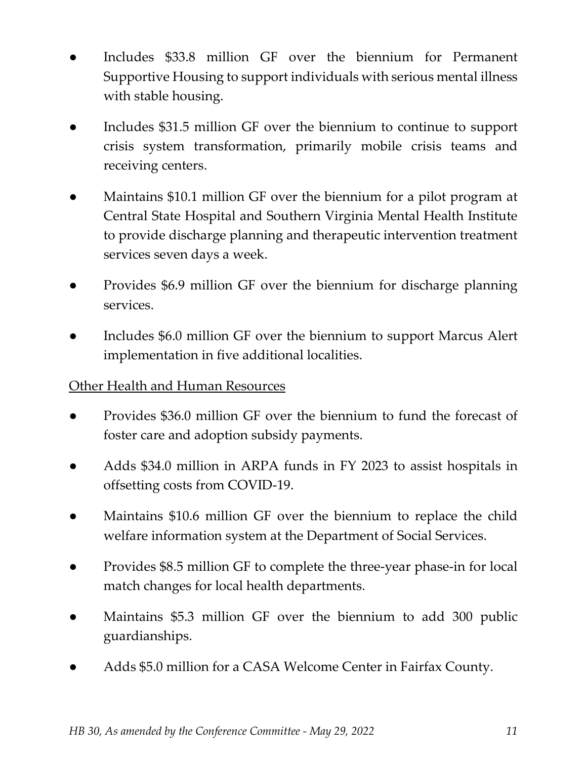- Includes \$33.8 million GF over the biennium for Permanent Supportive Housing to support individuals with serious mental illness with stable housing.
- Includes \$31.5 million GF over the biennium to continue to support crisis system transformation, primarily mobile crisis teams and receiving centers.
- Maintains \$10.1 million GF over the biennium for a pilot program at Central State Hospital and Southern Virginia Mental Health Institute to provide discharge planning and therapeutic intervention treatment services seven days a week.
- Provides \$6.9 million GF over the biennium for discharge planning services.
- Includes \$6.0 million GF over the biennium to support Marcus Alert implementation in five additional localities.

Other Health and Human Resources

- Provides \$36.0 million GF over the biennium to fund the forecast of foster care and adoption subsidy payments.
- Adds \$34.0 million in ARPA funds in FY 2023 to assist hospitals in offsetting costs from COVID-19.
- Maintains \$10.6 million GF over the biennium to replace the child welfare information system at the Department of Social Services.
- Provides \$8.5 million GF to complete the three-year phase-in for local match changes for local health departments.
- Maintains \$5.3 million GF over the biennium to add 300 public guardianships.
- Adds \$5.0 million for a CASA Welcome Center in Fairfax County.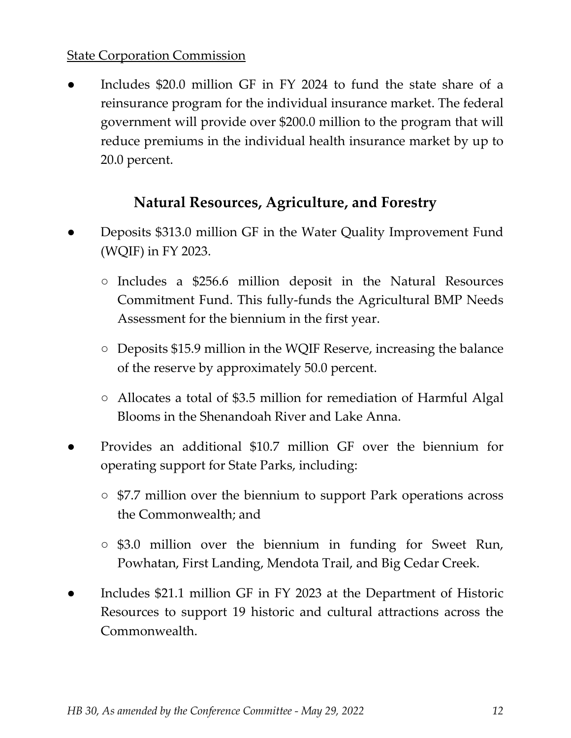State Corporation Commission

- Includes $20.0 million GF in FY 2024 to fund the state share of a reinsurance program for the individual insurance market. The federal government will provide over $200.0 million to the program that will reduce premiums in the individual health insurance market by up to 20.0 percent.

## Natural Resources, Agriculture, and Forestry

- Deposits $313.0 million GF in the Water Quality Improvement Fund (WQIF) in FY 2023.
  - Includes a $256.6 million deposit in the Natural Resources Commitment Fund. This fully-funds the Agricultural BMP Needs Assessment for the biennium in the first year.
  - Deposits $15.9 million in the WQIF Reserve, increasing the balance of the reserve by approximately 50.0 percent.
  - Allocates a total of $3.5 million for remediation of Harmful Algal Blooms in the Shenandoah River and Lake Anna.
- Provides an additional $10.7 million GF over the biennium for operating support for State Parks, including:
  - $7.7 million over the biennium to support Park operations across the Commonwealth; and
  - $3.0 million over the biennium in funding for Sweet Run, Powhatan, First Landing, Mendota Trail, and Big Cedar Creek.
- Includes $21.1 million GF in FY 2023 at the Department of Historic Resources to support 19 historic and cultural attractions across the Commonwealth.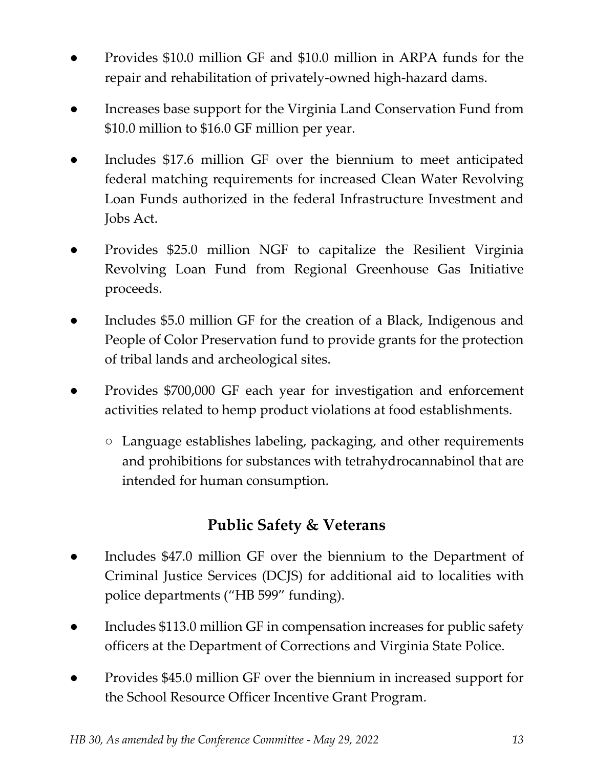- Provides $10.0 million GF and $10.0 million in ARPA funds for the repair and rehabilitation of privately-owned high-hazard dams.
- Increases base support for the Virginia Land Conservation Fund from $10.0 million to $16.0 GF million per year.
- Includes $17.6 million GF over the biennium to meet anticipated federal matching requirements for increased Clean Water Revolving Loan Funds authorized in the federal Infrastructure Investment and Jobs Act.
- Provides $25.0 million NGF to capitalize the Resilient Virginia Revolving Loan Fund from Regional Greenhouse Gas Initiative proceeds.
- Includes $5.0 million GF for the creation of a Black, Indigenous and People of Color Preservation fund to provide grants for the protection of tribal lands and archeological sites.
- Provides $700,000 GF each year for investigation and enforcement activities related to hemp product violations at food establishments.
  - Language establishes labeling, packaging, and other requirements and prohibitions for substances with tetrahydrocannabinol that are intended for human consumption.

## Public Safety & Veterans

- Includes $47.0 million GF over the biennium to the Department of Criminal Justice Services (DCJS) for additional aid to localities with police departments ("HB 599" funding).
- Includes $113.0 million GF in compensation increases for public safety officers at the Department of Corrections and Virginia State Police.
- Provides $45.0 million GF over the biennium in increased support for the School Resource Officer Incentive Grant Program.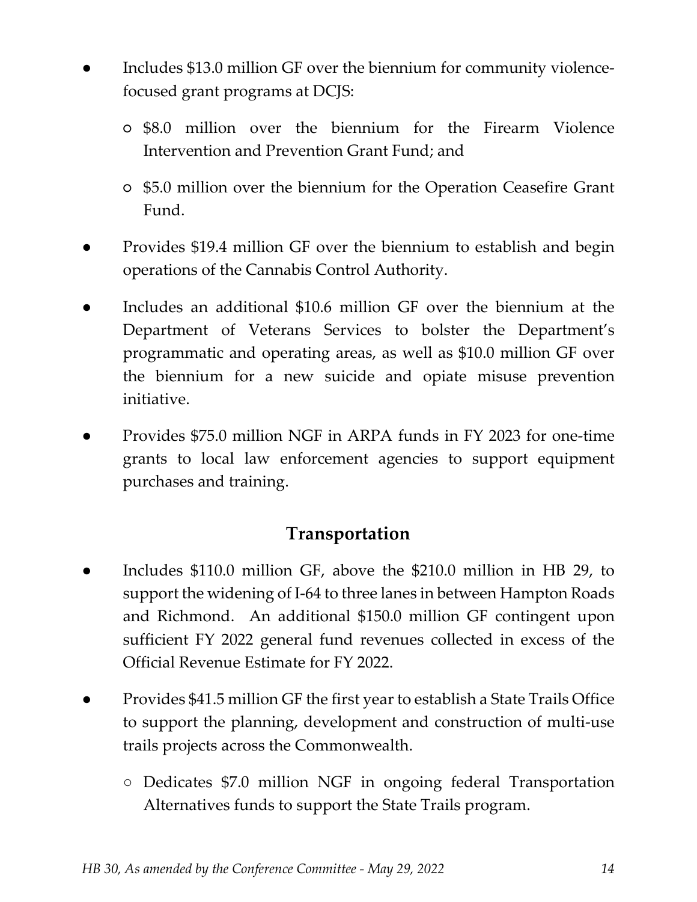- Includes $13.0 million GF over the biennium for community violence-focused grant programs at DCJS:
  - $8.0 million over the biennium for the Firearm Violence Intervention and Prevention Grant Fund; and
  - $5.0 million over the biennium for the Operation Ceasefire Grant Fund.
- Provides $19.4 million GF over the biennium to establish and begin operations of the Cannabis Control Authority.
- Includes an additional $10.6 million GF over the biennium at the Department of Veterans Services to bolster the Department's programmatic and operating areas, as well as $10.0 million GF over the biennium for a new suicide and opiate misuse prevention initiative.
- Provides $75.0 million NGF in ARPA funds in FY 2023 for one-time grants to local law enforcement agencies to support equipment purchases and training.

## Transportation

- Includes $110.0 million GF, above the $210.0 million in HB 29, to support the widening of I-64 to three lanes in between Hampton Roads and Richmond. An additional $150.0 million GF contingent upon sufficient FY 2022 general fund revenues collected in excess of the Official Revenue Estimate for FY 2022.
- Provides $41.5 million GF the first year to establish a State Trails Office to support the planning, development and construction of multi-use trails projects across the Commonwealth.
  - Dedicates $7.0 million NGF in ongoing federal Transportation Alternatives funds to support the State Trails program.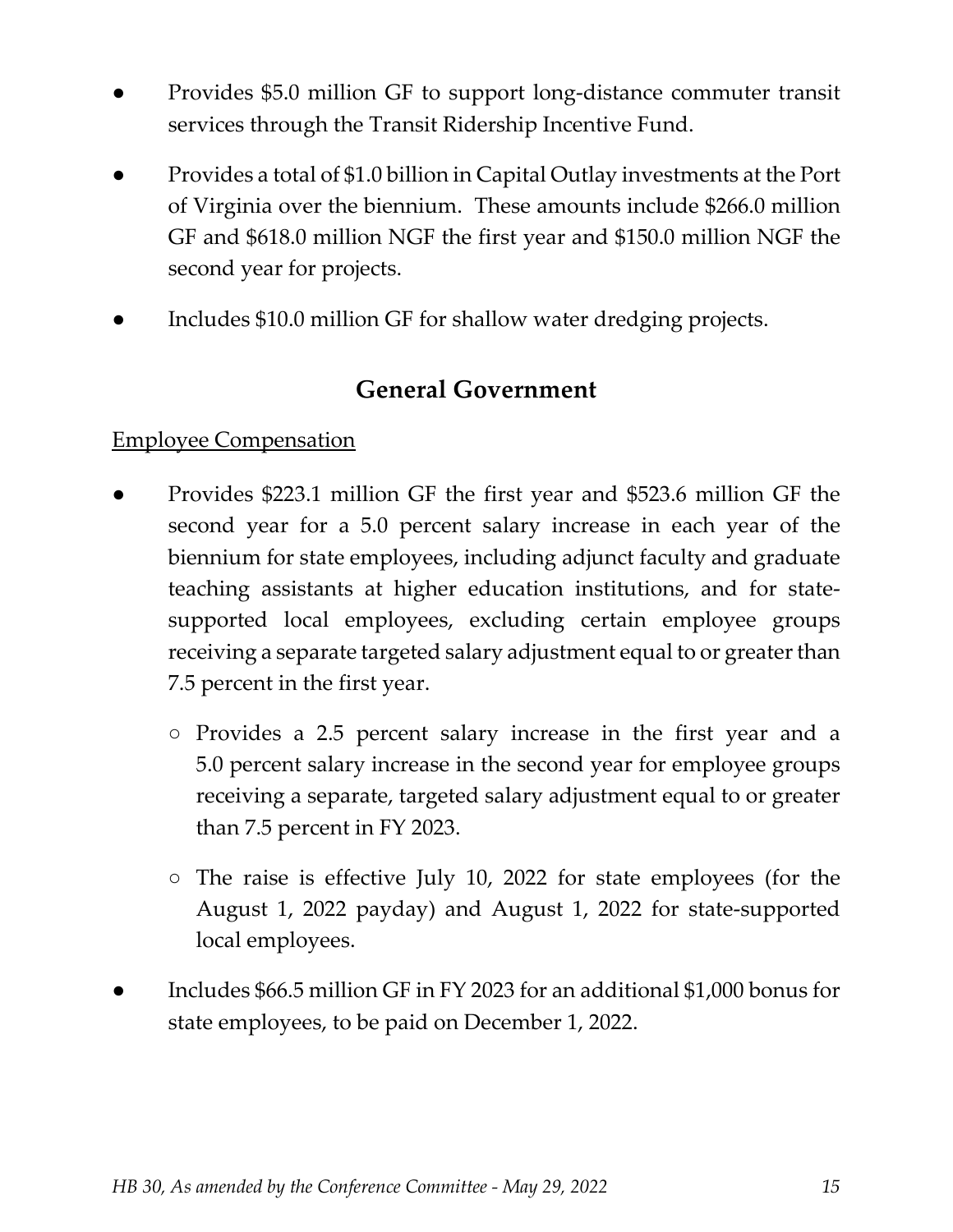- Provides $5.0 million GF to support long-distance commuter transit services through the Transit Ridership Incentive Fund.

- Provides a total of $1.0 billion in Capital Outlay investments at the Port of Virginia over the biennium. These amounts include $266.0 million GF and $618.0 million NGF the first year and $150.0 million NGF the second year for projects.

- Includes $10.0 million GF for shallow water dredging projects.

## General Government

Employee Compensation

- Provides $223.1 million GF the first year and $523.6 million GF the second year for a 5.0 percent salary increase in each year of the biennium for state employees, including adjunct faculty and graduate teaching assistants at higher education institutions, and for state-supported local employees, excluding certain employee groups receiving a separate targeted salary adjustment equal to or greater than 7.5 percent in the first year.
  - Provides a 2.5 percent salary increase in the first year and a 5.0 percent salary increase in the second year for employee groups receiving a separate, targeted salary adjustment equal to or greater than 7.5 percent in FY 2023.
  - The raise is effective July 10, 2022 for state employees (for the August 1, 2022 payday) and August 1, 2022 for state-supported local employees.

- Includes $66.5 million GF in FY 2023 for an additional $1,000 bonus for state employees, to be paid on December 1, 2022.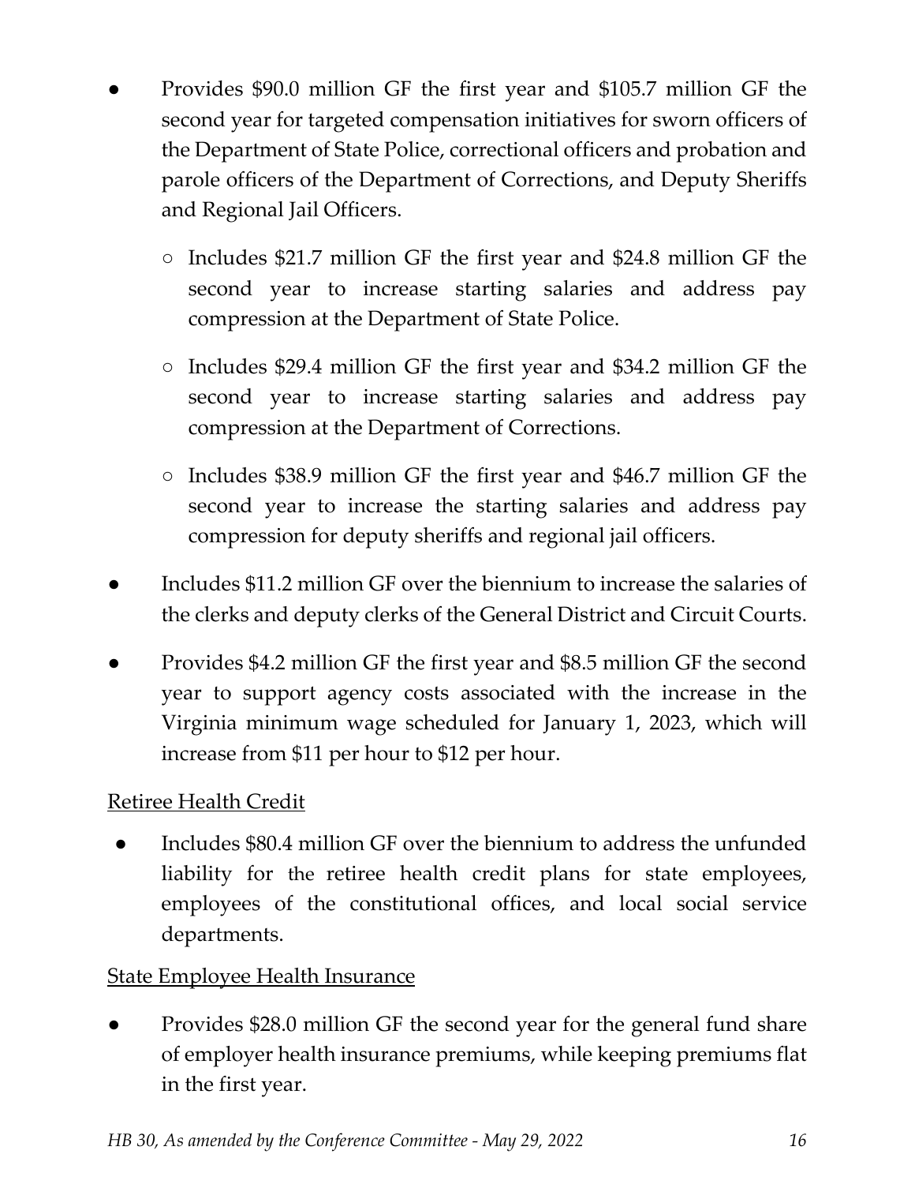- Provides $90.0 million GF the first year and $105.7 million GF the second year for targeted compensation initiatives for sworn officers of the Department of State Police, correctional officers and probation and parole officers of the Department of Corrections, and Deputy Sheriffs and Regional Jail Officers.
  - Includes $21.7 million GF the first year and $24.8 million GF the second year to increase starting salaries and address pay compression at the Department of State Police.
  - Includes $29.4 million GF the first year and $34.2 million GF the second year to increase starting salaries and address pay compression at the Department of Corrections.
  - Includes $38.9 million GF the first year and $46.7 million GF the second year to increase the starting salaries and address pay compression for deputy sheriffs and regional jail officers.
- Includes $11.2 million GF over the biennium to increase the salaries of the clerks and deputy clerks of the General District and Circuit Courts.
- Provides $4.2 million GF the first year and $8.5 million GF the second year to support agency costs associated with the increase in the Virginia minimum wage scheduled for January 1, 2023, which will increase from $11 per hour to $12 per hour.

<u>Retiree Health Credit</u>

- Includes $80.4 million GF over the biennium to address the unfunded liability for the retiree health credit plans for state employees, employees of the constitutional offices, and local social service departments.

<u>State Employee Health Insurance</u>

- Provides $28.0 million GF the second year for the general fund share of employer health insurance premiums, while keeping premiums flat in the first year.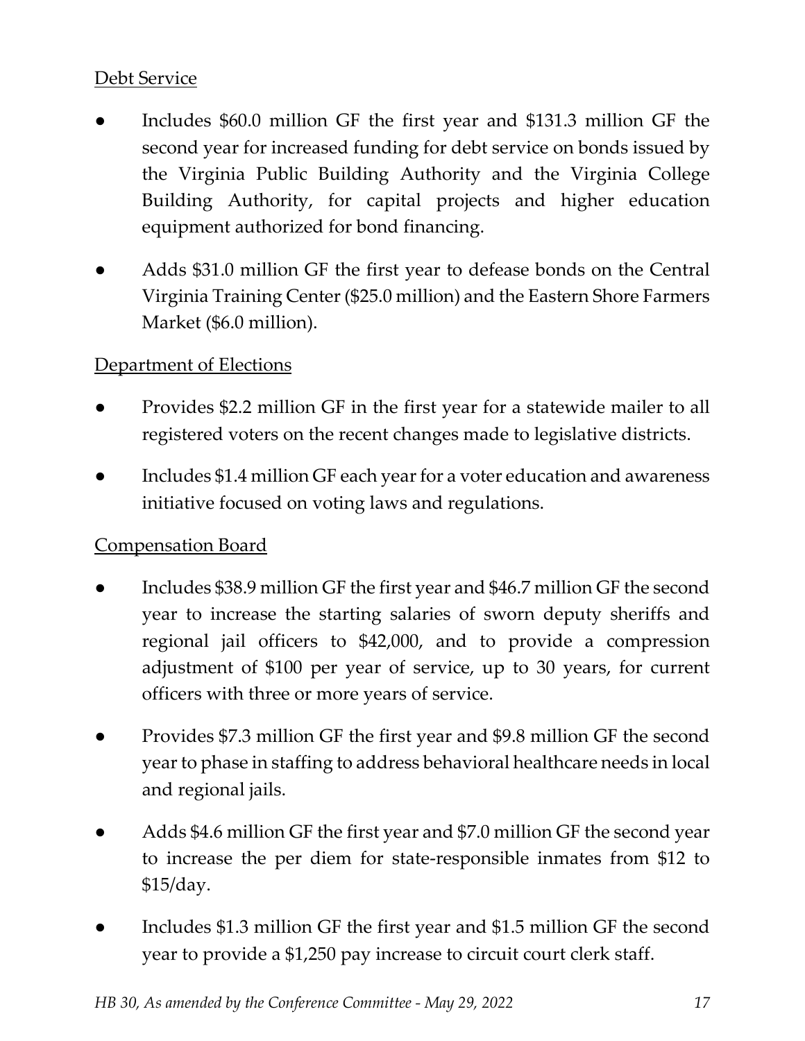Debt Service

- Includes \$60.0 million GF the first year and \$131.3 million GF the second year for increased funding for debt service on bonds issued by the Virginia Public Building Authority and the Virginia College Building Authority, for capital projects and higher education equipment authorized for bond financing.

- Adds \$31.0 million GF the first year to defease bonds on the Central Virginia Training Center (\$25.0 million) and the Eastern Shore Farmers Market (\$6.0 million).

Department of Elections

- Provides \$2.2 million GF in the first year for a statewide mailer to all registered voters on the recent changes made to legislative districts.

- Includes \$1.4 million GF each year for a voter education and awareness initiative focused on voting laws and regulations.

Compensation Board

- Includes \$38.9 million GF the first year and \$46.7 million GF the second year to increase the starting salaries of sworn deputy sheriffs and regional jail officers to \$42,000, and to provide a compression adjustment of \$100 per year of service, up to 30 years, for current officers with three or more years of service.

- Provides \$7.3 million GF the first year and \$9.8 million GF the second year to phase in staffing to address behavioral healthcare needs in local and regional jails.

- Adds \$4.6 million GF the first year and \$7.0 million GF the second year to increase the per diem for state-responsible inmates from \$12 to \$15/day.

- Includes \$1.3 million GF the first year and \$1.5 million GF the second year to provide a \$1,250 pay increase to circuit court clerk staff.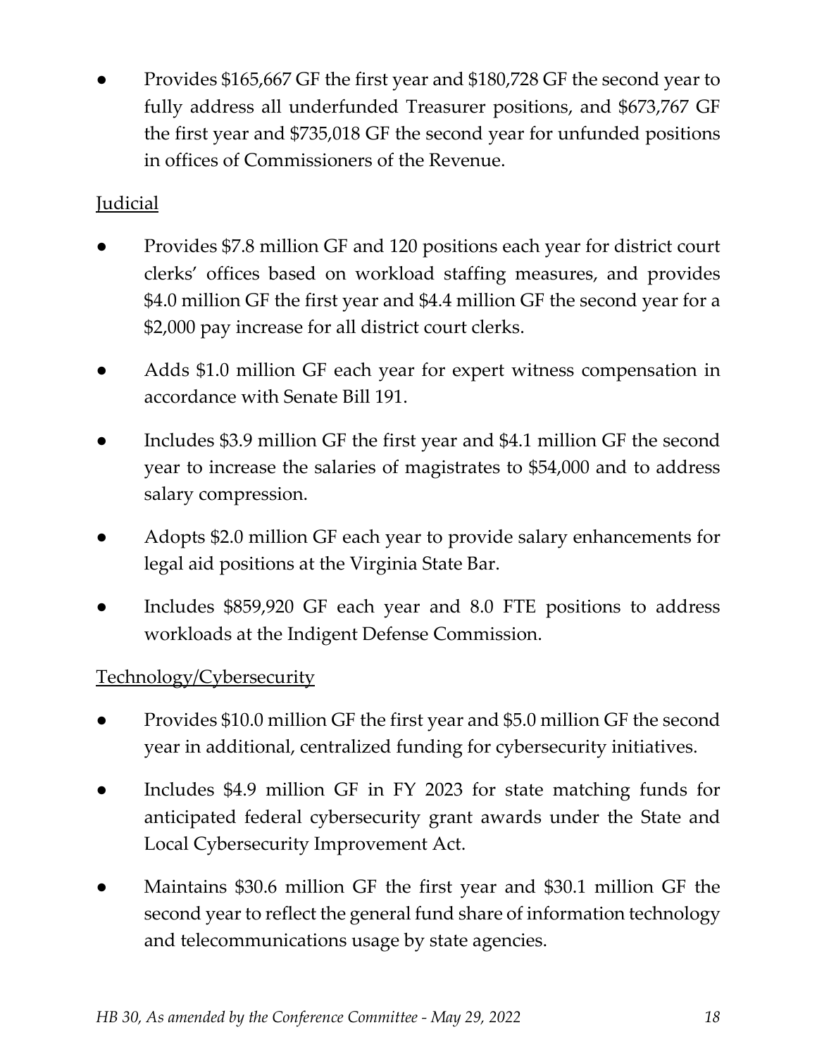- Provides $165,667 GF the first year and $180,728 GF the second year to fully address all underfunded Treasurer positions, and $673,767 GF the first year and $735,018 GF the second year for unfunded positions in offices of Commissioners of the Revenue.

Judicial

- Provides $7.8 million GF and 120 positions each year for district court clerks' offices based on workload staffing measures, and provides $4.0 million GF the first year and $4.4 million GF the second year for a $2,000 pay increase for all district court clerks.
- Adds $1.0 million GF each year for expert witness compensation in accordance with Senate Bill 191.
- Includes $3.9 million GF the first year and $4.1 million GF the second year to increase the salaries of magistrates to $54,000 and to address salary compression.
- Adopts $2.0 million GF each year to provide salary enhancements for legal aid positions at the Virginia State Bar.
- Includes $859,920 GF each year and 8.0 FTE positions to address workloads at the Indigent Defense Commission.

Technology/Cybersecurity

- Provides $10.0 million GF the first year and $5.0 million GF the second year in additional, centralized funding for cybersecurity initiatives.
- Includes $4.9 million GF in FY 2023 for state matching funds for anticipated federal cybersecurity grant awards under the State and Local Cybersecurity Improvement Act.
- Maintains $30.6 million GF the first year and $30.1 million GF the second year to reflect the general fund share of information technology and telecommunications usage by state agencies.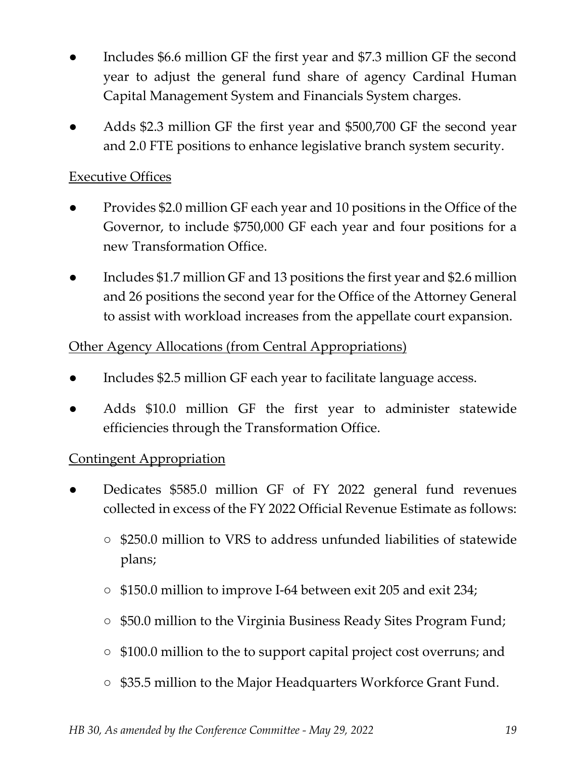- Includes $6.6 million GF the first year and $7.3 million GF the second year to adjust the general fund share of agency Cardinal Human Capital Management System and Financials System charges.
- Adds $2.3 million GF the first year and $500,700 GF the second year and 2.0 FTE positions to enhance legislative branch system security.

<u>Executive Offices</u>

- Provides $2.0 million GF each year and 10 positions in the Office of the Governor, to include $750,000 GF each year and four positions for a new Transformation Office.
- Includes $1.7 million GF and 13 positions the first year and $2.6 million and 26 positions the second year for the Office of the Attorney General to assist with workload increases from the appellate court expansion.

<u>Other Agency Allocations (from Central Appropriations)</u>

- Includes $2.5 million GF each year to facilitate language access.
- Adds $10.0 million GF the first year to administer statewide efficiencies through the Transformation Office.

<u>Contingent Appropriation</u>

- Dedicates $585.0 million GF of FY 2022 general fund revenues collected in excess of the FY 2022 Official Revenue Estimate as follows:
    - $250.0 million to VRS to address unfunded liabilities of statewide plans;
    - $150.0 million to improve I-64 between exit 205 and exit 234;
    - $50.0 million to the Virginia Business Ready Sites Program Fund;
    - $100.0 million to the to support capital project cost overruns; and
    - $35.5 million to the Major Headquarters Workforce Grant Fund.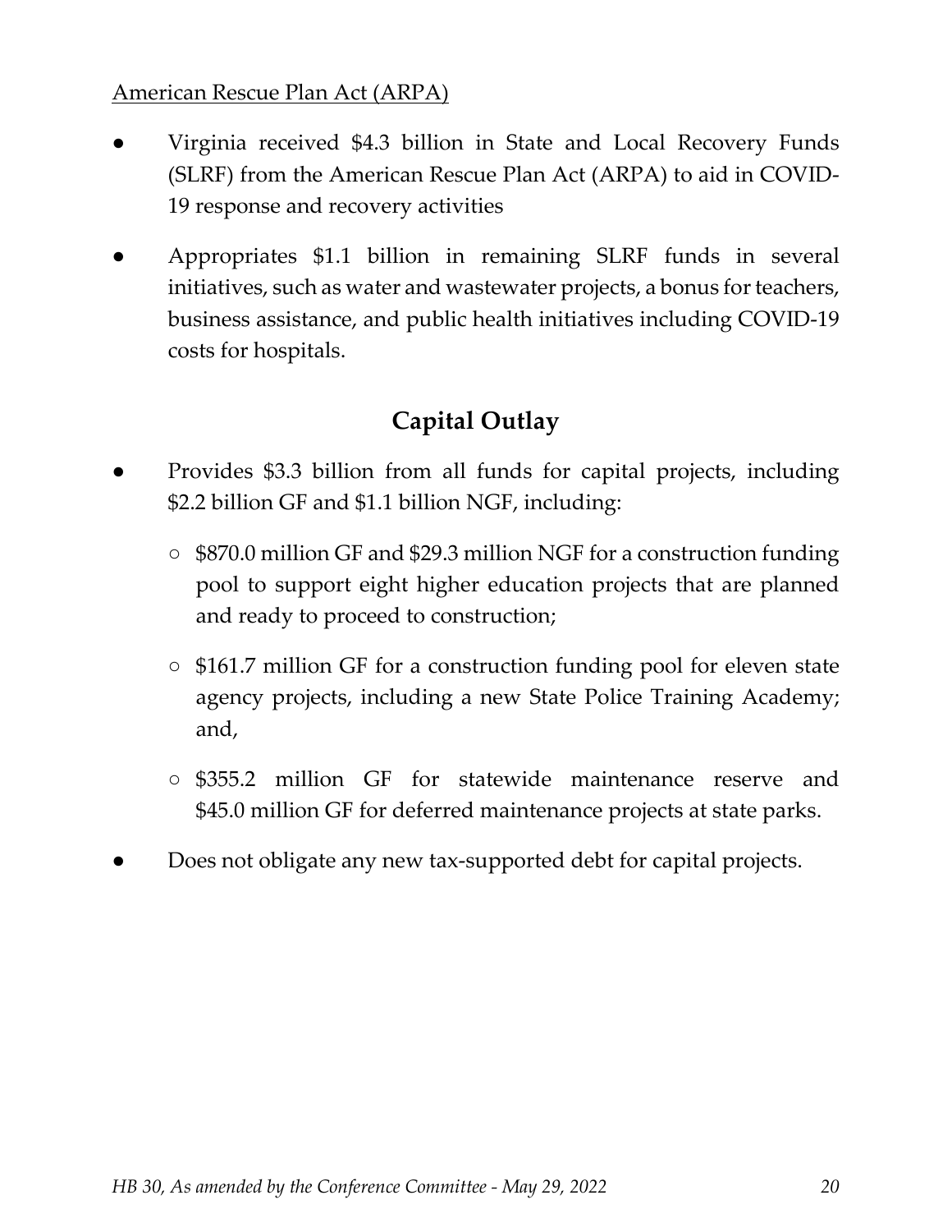American Rescue Plan Act (ARPA)

- Virginia received $4.3 billion in State and Local Recovery Funds (SLRF) from the American Rescue Plan Act (ARPA) to aid in COVID-19 response and recovery activities
- Appropriates $1.1 billion in remaining SLRF funds in several initiatives, such as water and wastewater projects, a bonus for teachers, business assistance, and public health initiatives including COVID-19 costs for hospitals.

## Capital Outlay

- Provides $3.3 billion from all funds for capital projects, including $2.2 billion GF and $1.1 billion NGF, including:
  - $870.0 million GF and $29.3 million NGF for a construction funding pool to support eight higher education projects that are planned and ready to proceed to construction;
  - $161.7 million GF for a construction funding pool for eleven state agency projects, including a new State Police Training Academy; and,
  - $355.2 million GF for statewide maintenance reserve and $45.0 million GF for deferred maintenance projects at state parks.
- Does not obligate any new tax-supported debt for capital projects.